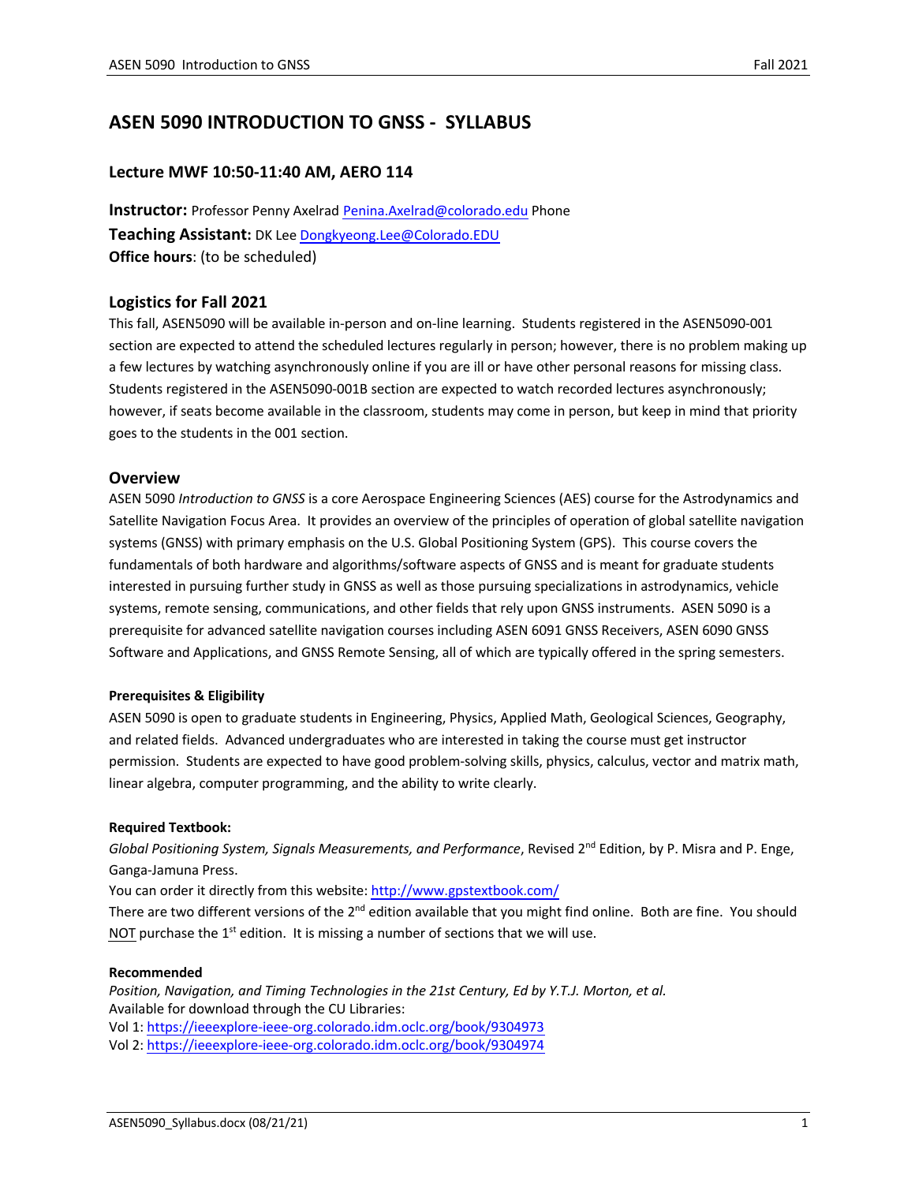# ASEN 5090 INTRODUCTION TO GNSS - SYLLABUS

## Lecture MWF 10:50-11:40 AM, AERO 114

**Instructor:** Professor Penny Axelrad Penina.Axelrad@colorado.edu Phone
**Teaching Assistant:** DK Lee Dongkyeong.Lee@Colorado.EDU
**Office hours**: (to be scheduled)

## Logistics for Fall 2021

This fall, ASEN5090 will be available in-person and on-line learning. Students registered in the ASEN5090-001 section are expected to attend the scheduled lectures regularly in person; however, there is no problem making up a few lectures by watching asynchronously online if you are ill or have other personal reasons for missing class. Students registered in the ASEN5090-001B section are expected to watch recorded lectures asynchronously; however, if seats become available in the classroom, students may come in person, but keep in mind that priority goes to the students in the 001 section.

## Overview

ASEN 5090 *Introduction to GNSS* is a core Aerospace Engineering Sciences (AES) course for the Astrodynamics and Satellite Navigation Focus Area. It provides an overview of the principles of operation of global satellite navigation systems (GNSS) with primary emphasis on the U.S. Global Positioning System (GPS). This course covers the fundamentals of both hardware and algorithms/software aspects of GNSS and is meant for graduate students interested in pursuing further study in GNSS as well as those pursuing specializations in astrodynamics, vehicle systems, remote sensing, communications, and other fields that rely upon GNSS instruments. ASEN 5090 is a prerequisite for advanced satellite navigation courses including ASEN 6091 GNSS Receivers, ASEN 6090 GNSS Software and Applications, and GNSS Remote Sensing, all of which are typically offered in the spring semesters.

#### Prerequisites & Eligibility

ASEN 5090 is open to graduate students in Engineering, Physics, Applied Math, Geological Sciences, Geography, and related fields. Advanced undergraduates who are interested in taking the course must get instructor permission. Students are expected to have good problem-solving skills, physics, calculus, vector and matrix math, linear algebra, computer programming, and the ability to write clearly.

#### Required Textbook:

*Global Positioning System, Signals Measurements, and Performance*, Revised 2nd Edition, by P. Misra and P. Enge, Ganga-Jamuna Press.
You can order it directly from this website: http://www.gpstextbook.com/
There are two different versions of the 2nd edition available that you might find online. Both are fine. You should NOT purchase the 1st edition. It is missing a number of sections that we will use.

#### Recommended

*Position, Navigation, and Timing Technologies in the 21st Century, Ed by Y.T.J. Morton, et al.*
Available for download through the CU Libraries:
Vol 1: https://ieeexplore-ieee-org.colorado.idm.oclc.org/book/9304973
Vol 2: https://ieeexplore-ieee-org.colorado.idm.oclc.org/book/9304974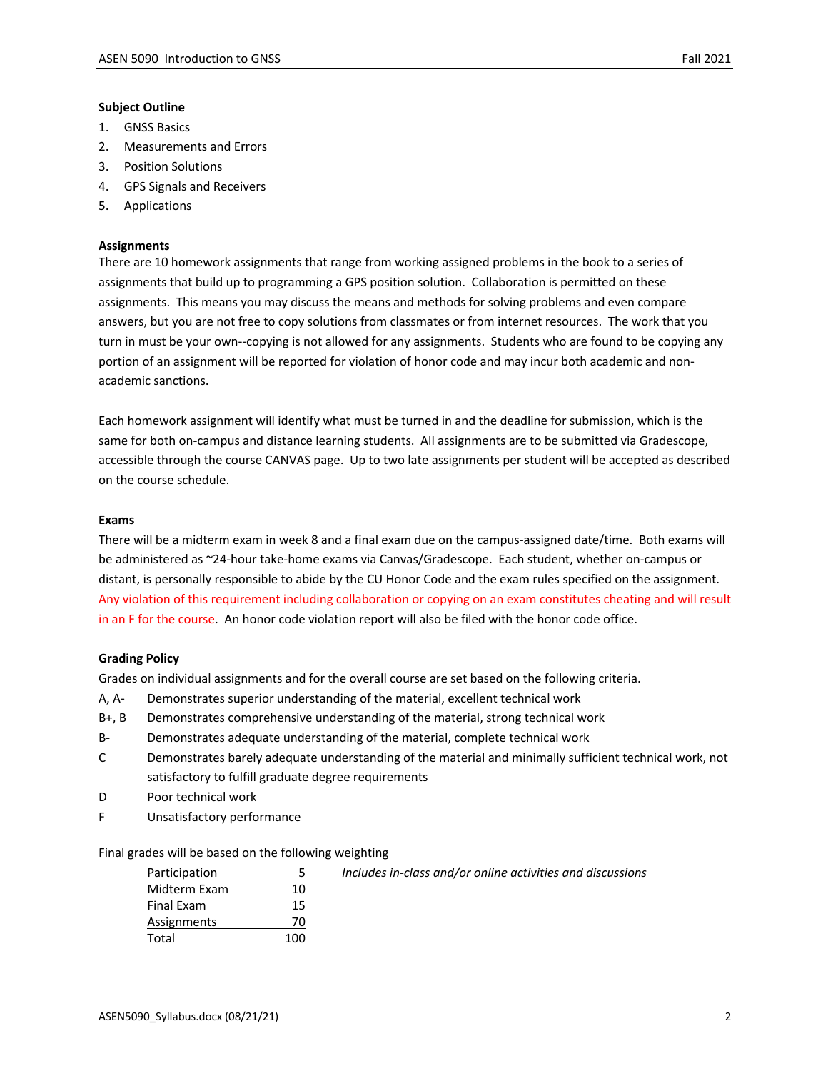**Subject Outline**

1. GNSS Basics
2. Measurements and Errors
3. Position Solutions
4. GPS Signals and Receivers
5. Applications

**Assignments**

There are 10 homework assignments that range from working assigned problems in the book to a series of assignments that build up to programming a GPS position solution. Collaboration is permitted on these assignments. This means you may discuss the means and methods for solving problems and even compare answers, but you are not free to copy solutions from classmates or from internet resources. The work that you turn in must be your own--copying is not allowed for any assignments. Students who are found to be copying any portion of an assignment will be reported for violation of honor code and may incur both academic and non-academic sanctions.

Each homework assignment will identify what must be turned in and the deadline for submission, which is the same for both on-campus and distance learning students. All assignments are to be submitted via Gradescope, accessible through the course CANVAS page. Up to two late assignments per student will be accepted as described on the course schedule.

**Exams**

There will be a midterm exam in week 8 and a final exam due on the campus-assigned date/time. Both exams will be administered as ~24-hour take-home exams via Canvas/Gradescope. Each student, whether on-campus or distant, is personally responsible to abide by the CU Honor Code and the exam rules specified on the assignment. Any violation of this requirement including collaboration or copying on an exam constitutes cheating and will result in an F for the course. An honor code violation report will also be filed with the honor code office.

**Grading Policy**

Grades on individual assignments and for the overall course are set based on the following criteria.

| | |
|---|---|
| A, A- | Demonstrates superior understanding of the material, excellent technical work |
| B+, B | Demonstrates comprehensive understanding of the material, strong technical work |
| B- | Demonstrates adequate understanding of the material, complete technical work |
| C | Demonstrates barely adequate understanding of the material and minimally sufficient technical work, not satisfactory to fulfill graduate degree requirements |
| D | Poor technical work |
| F | Unsatisfactory performance |

Final grades will be based on the following weighting

| | | |
|---|---|---|
| Participation | 5 | *Includes in-class and/or online activities and discussions* |
| Midterm Exam | 10 | |
| Final Exam | 15 | |
| Assignments | 70 | |
| Total | 100 | |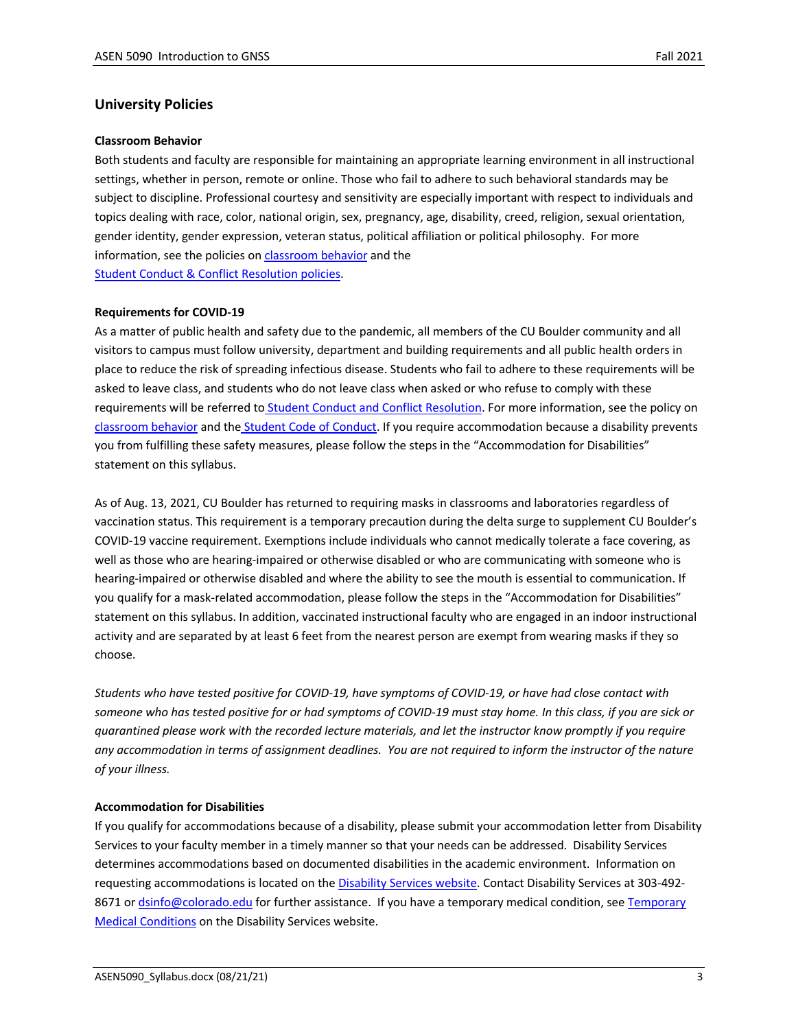## University Policies

### Classroom Behavior

Both students and faculty are responsible for maintaining an appropriate learning environment in all instructional settings, whether in person, remote or online. Those who fail to adhere to such behavioral standards may be subject to discipline. Professional courtesy and sensitivity are especially important with respect to individuals and topics dealing with race, color, national origin, sex, pregnancy, age, disability, creed, religion, sexual orientation, gender identity, gender expression, veteran status, political affiliation or political philosophy. For more information, see the policies on classroom behavior and the Student Conduct & Conflict Resolution policies.

### Requirements for COVID-19

As a matter of public health and safety due to the pandemic, all members of the CU Boulder community and all visitors to campus must follow university, department and building requirements and all public health orders in place to reduce the risk of spreading infectious disease. Students who fail to adhere to these requirements will be asked to leave class, and students who do not leave class when asked or who refuse to comply with these requirements will be referred to Student Conduct and Conflict Resolution. For more information, see the policy on classroom behavior and the Student Code of Conduct. If you require accommodation because a disability prevents you from fulfilling these safety measures, please follow the steps in the "Accommodation for Disabilities" statement on this syllabus.

As of Aug. 13, 2021, CU Boulder has returned to requiring masks in classrooms and laboratories regardless of vaccination status. This requirement is a temporary precaution during the delta surge to supplement CU Boulder's COVID-19 vaccine requirement. Exemptions include individuals who cannot medically tolerate a face covering, as well as those who are hearing-impaired or otherwise disabled or who are communicating with someone who is hearing-impaired or otherwise disabled and where the ability to see the mouth is essential to communication. If you qualify for a mask-related accommodation, please follow the steps in the "Accommodation for Disabilities" statement on this syllabus. In addition, vaccinated instructional faculty who are engaged in an indoor instructional activity and are separated by at least 6 feet from the nearest person are exempt from wearing masks if they so choose.

*Students who have tested positive for COVID-19, have symptoms of COVID-19, or have had close contact with someone who has tested positive for or had symptoms of COVID-19 must stay home. In this class, if you are sick or quarantined please work with the recorded lecture materials, and let the instructor know promptly if you require any accommodation in terms of assignment deadlines. You are not required to inform the instructor of the nature of your illness.*

### Accommodation for Disabilities

If you qualify for accommodations because of a disability, please submit your accommodation letter from Disability Services to your faculty member in a timely manner so that your needs can be addressed. Disability Services determines accommodations based on documented disabilities in the academic environment. Information on requesting accommodations is located on the Disability Services website. Contact Disability Services at 303-492-8671 or dsinfo@colorado.edu for further assistance. If you have a temporary medical condition, see Temporary Medical Conditions on the Disability Services website.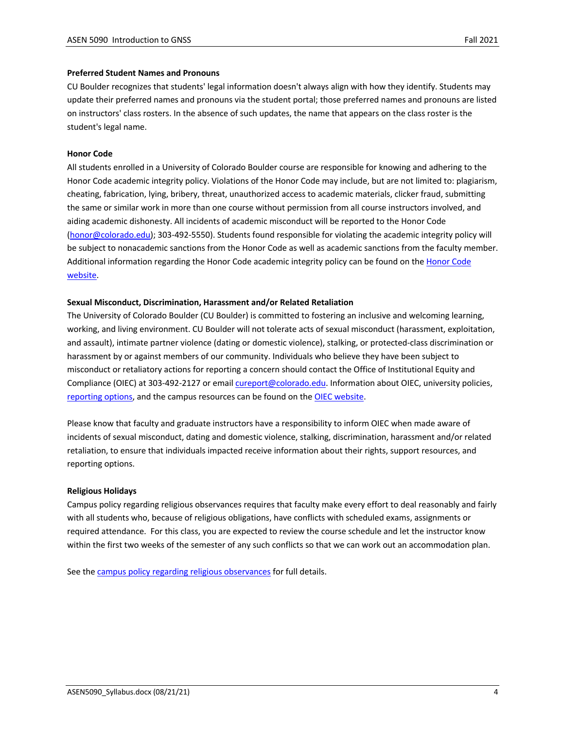**Preferred Student Names and Pronouns**

CU Boulder recognizes that students' legal information doesn't always align with how they identify. Students may update their preferred names and pronouns via the student portal; those preferred names and pronouns are listed on instructors' class rosters. In the absence of such updates, the name that appears on the class roster is the student's legal name.

**Honor Code**

All students enrolled in a University of Colorado Boulder course are responsible for knowing and adhering to the Honor Code academic integrity policy. Violations of the Honor Code may include, but are not limited to: plagiarism, cheating, fabrication, lying, bribery, threat, unauthorized access to academic materials, clicker fraud, submitting the same or similar work in more than one course without permission from all course instructors involved, and aiding academic dishonesty. All incidents of academic misconduct will be reported to the Honor Code (honor@colorado.edu); 303-492-5550). Students found responsible for violating the academic integrity policy will be subject to nonacademic sanctions from the Honor Code as well as academic sanctions from the faculty member. Additional information regarding the Honor Code academic integrity policy can be found on the Honor Code website.

**Sexual Misconduct, Discrimination, Harassment and/or Related Retaliation**

The University of Colorado Boulder (CU Boulder) is committed to fostering an inclusive and welcoming learning, working, and living environment. CU Boulder will not tolerate acts of sexual misconduct (harassment, exploitation, and assault), intimate partner violence (dating or domestic violence), stalking, or protected-class discrimination or harassment by or against members of our community. Individuals who believe they have been subject to misconduct or retaliatory actions for reporting a concern should contact the Office of Institutional Equity and Compliance (OIEC) at 303-492-2127 or email cureport@colorado.edu. Information about OIEC, university policies, reporting options, and the campus resources can be found on the OIEC website.

Please know that faculty and graduate instructors have a responsibility to inform OIEC when made aware of incidents of sexual misconduct, dating and domestic violence, stalking, discrimination, harassment and/or related retaliation, to ensure that individuals impacted receive information about their rights, support resources, and reporting options.

**Religious Holidays**

Campus policy regarding religious observances requires that faculty make every effort to deal reasonably and fairly with all students who, because of religious obligations, have conflicts with scheduled exams, assignments or required attendance. For this class, you are expected to review the course schedule and let the instructor know within the first two weeks of the semester of any such conflicts so that we can work out an accommodation plan.

See the campus policy regarding religious observances for full details.